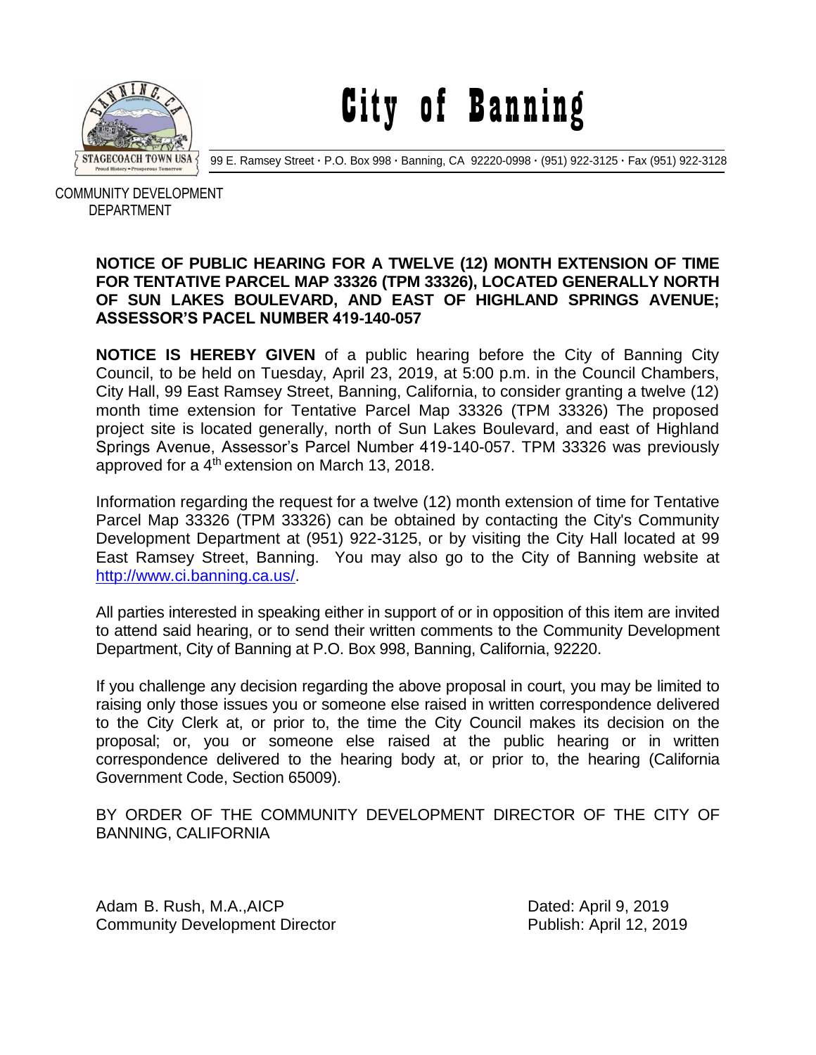# City of Banning

99 E. Ramsey Street · P.O. Box 998 · Banning, CA 92220-0998 · (951) 922-3125 · Fax (951) 922-3128

COMMUNITY DEVELOPMENT DEPARTMENT

**NOTICE OF PUBLIC HEARING FOR A TWELVE (12) MONTH EXTENSION OF TIME FOR TENTATIVE PARCEL MAP 33326 (TPM 33326), LOCATED GENERALLY NORTH OF SUN LAKES BOULEVARD, AND EAST OF HIGHLAND SPRINGS AVENUE; ASSESSOR'S PACEL NUMBER 419-140-057**

**NOTICE IS HEREBY GIVEN** of a public hearing before the City of Banning City Council, to be held on Tuesday, April 23, 2019, at 5:00 p.m. in the Council Chambers, City Hall, 99 East Ramsey Street, Banning, California, to consider granting a twelve (12) month time extension for Tentative Parcel Map 33326 (TPM 33326) The proposed project site is located generally, north of Sun Lakes Boulevard, and east of Highland Springs Avenue, Assessor's Parcel Number 419-140-057. TPM 33326 was previously approved for a 4th extension on March 13, 2018.

Information regarding the request for a twelve (12) month extension of time for Tentative Parcel Map 33326 (TPM 33326) can be obtained by contacting the City's Community Development Department at (951) 922-3125, or by visiting the City Hall located at 99 East Ramsey Street, Banning. You may also go to the City of Banning website at http://www.ci.banning.ca.us/.

All parties interested in speaking either in support of or in opposition of this item are invited to attend said hearing, or to send their written comments to the Community Development Department, City of Banning at P.O. Box 998, Banning, California, 92220.

If you challenge any decision regarding the above proposal in court, you may be limited to raising only those issues you or someone else raised in written correspondence delivered to the City Clerk at, or prior to, the time the City Council makes its decision on the proposal; or, you or someone else raised at the public hearing or in written correspondence delivered to the hearing body at, or prior to, the hearing (California Government Code, Section 65009).

BY ORDER OF THE COMMUNITY DEVELOPMENT DIRECTOR OF THE CITY OF BANNING, CALIFORNIA

Adam B. Rush, M.A.,AICP
Community Development Director

Dated: April 9, 2019
Publish: April 12, 2019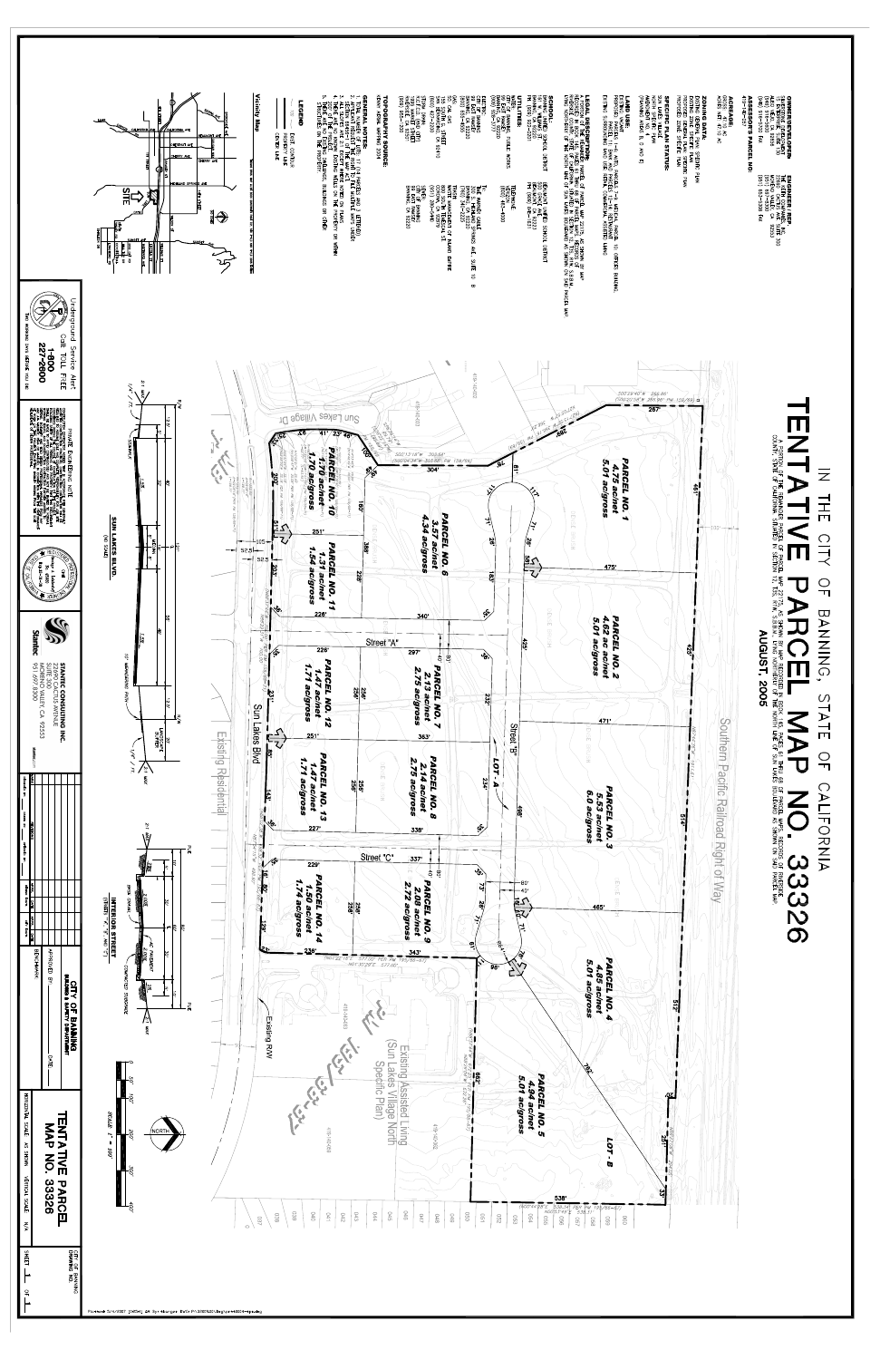# TENTATIVE PARCEL MAP NO. 33326

IN THE CITY OF BANNING, STATE OF CALIFORNIA

A PORTION OF THE REMAINDER PARCEL OF PARCEL MAP 22175, AS SHOWN BY MAP RECORDED IN BOOK 145, PAGES 61 THRU 68 OF PARCEL MAPS, RECORDS OF RIVERSIDE COUNTY, STATE OF CALIFORNIA, SITUATED IN SECTION 12, T3S, R1W, S.B.M., LYING NORTHERLY OF THE NORTH LINE OF SUN LAKES BOULEVARD AS SHOWN ON SAID PARCEL MAP

AUGUST, 2005

**OWNER/DEVELOPER:**

**ENGINEER / REP.:**

**ZONING DATA:**

**SPECIFIC PLAN STATUS:**

**ASSESSOR'S PARCEL NO.:**

**ACREAGE:**

**LAND USE:**

**LEGAL DESCRIPTION:**

**SCHOOL:**

**UTILITIES:**

**TOPOGRAPHY SOURCE:**

**GENERAL NOTES:**

**LEGEND**

Vicinity Map

SITE

| Parcel | Net | Gross |
|---|---|---|
| PARCEL NO. 1 | 4.75 ac/net | 5.01 ac/gross |
| PARCEL NO. 2 | 4.62 ac ac/net | 5.01 ac/gross |
| PARCEL NO. 3 | 5.53 ac/net | 6.0 ac/gross |
| PARCEL NO. 4 | 4.85 ac/net | 5.01 ac/gross |
| PARCEL NO. 5 | 4.94 ac/net | 5.01 ac/gross |
| PARCEL NO. 6 | 3.57 ac/net | 4.34 ac/gross |
| PARCEL NO. 7 | 2.13 ac/net | 2.75 ac/gross |
| PARCEL NO. 8 | 2.14 ac/net | 2.75 ac/gross |
| PARCEL NO. 9 | 2.08 ac/net | 2.72 ac/gross |
| PARCEL NO. 10 | 1.70 ac/gross | |
| PARCEL NO. 11 | 1.31 ac/net | 1.54 ac/gross |
| PARCEL NO. 12 | 1.47 ac/net | 1.71 ac/gross |
| PARCEL NO. 13 | 1.47 ac/net | 1.71 ac/gross |
| PARCEL NO. 14 | 1.50 ac/net | 1.74 ac/gross |

LOT - A

LOT - B

Street "A"

Street "B"

Street "C"

Southern Pacific Railroad Right of Way

Sun Lakes Village Dr

Sun Lakes Blvd

Existing Residential

Existing RW

Existing Assisted Living (Sun Lakes Village North Specific Plan)

SUN LAKES BLVD.

INTERIOR STREET

NORTH

SCALE: 1" = 100'

Underground Service Alert
Call: TOLL FREE
1-800-227-2600

Stantec
STANTEC CONSULTING INC.

CITY OF BANNING

TENTATIVE PARCEL MAP NO. 33326

SHEET 1 OF 1